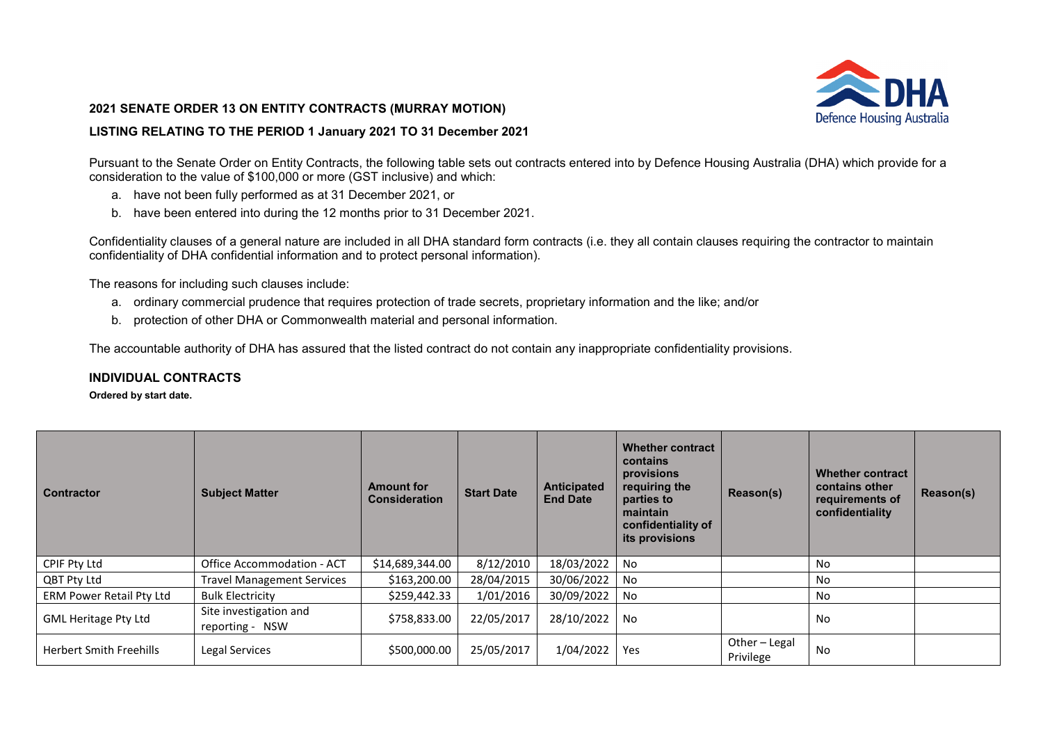## 2021 SENATE ORDER 13 ON ENTITY CONTRACTS (MURRAY MOTION)

## LISTING RELATING TO THE PERIOD 1 January 2021 TO 31 December 2021

Pursuant to the Senate Order on Entity Contracts, the following table sets out contracts entered into by Defence Housing Australia (DHA) which provide for a consideration to the value of $100,000 or more (GST inclusive) and which:

a. have not been fully performed as at 31 December 2021, or
b. have been entered into during the 12 months prior to 31 December 2021.

Confidentiality clauses of a general nature are included in all DHA standard form contracts (i.e. they all contain clauses requiring the contractor to maintain confidentiality of DHA confidential information and to protect personal information).

The reasons for including such clauses include:

a. ordinary commercial prudence that requires protection of trade secrets, proprietary information and the like; and/or
b. protection of other DHA or Commonwealth material and personal information.

The accountable authority of DHA has assured that the listed contract do not contain any inappropriate confidentiality provisions.

### INDIVIDUAL CONTRACTS

**Ordered by start date.**

| Contractor | Subject Matter | Amount for Consideration | Start Date | Anticipated End Date | Whether contract contains provisions requiring the parties to maintain confidentiality of its provisions | Reason(s) | Whether contract contains other requirements of confidentiality | Reason(s) |
|---|---|---|---|---|---|---|---|---|
| CPIF Pty Ltd | Office Accommodation - ACT | $14,689,344.00 | 8/12/2010 | 18/03/2022 | No | | No | |
| QBT Pty Ltd | Travel Management Services | $163,200.00 | 28/04/2015 | 30/06/2022 | No | | No | |
| ERM Power Retail Pty Ltd | Bulk Electricity | $259,442.33 | 1/01/2016 | 30/09/2022 | No | | No | |
| GML Heritage Pty Ltd | Site investigation and reporting - NSW | $758,833.00 | 22/05/2017 | 28/10/2022 | No | | No | |
| Herbert Smith Freehills | Legal Services | $500,000.00 | 25/05/2017 | 1/04/2022 | Yes | Other – Legal Privilege | No | |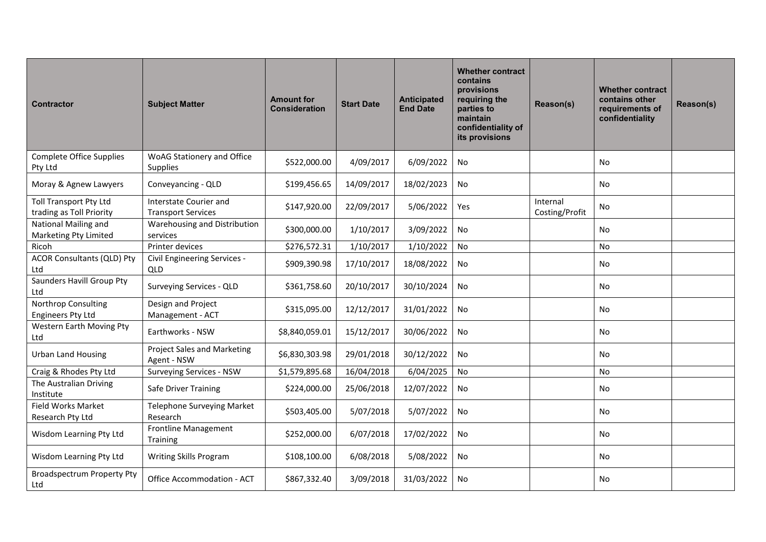| Contractor | Subject Matter | Amount for Consideration | Start Date | Anticipated End Date | Whether contract contains provisions requiring the parties to maintain confidentiality of its provisions | Reason(s) | Whether contract contains other requirements of confidentiality | Reason(s) |
|---|---|---|---|---|---|---|---|---|
| Complete Office Supplies Pty Ltd | WoAG Stationery and Office Supplies | $522,000.00 | 4/09/2017 | 6/09/2022 | No | | No | |
| Moray & Agnew Lawyers | Conveyancing - QLD | $199,456.65 | 14/09/2017 | 18/02/2023 | No | | No | |
| Toll Transport Pty Ltd trading as Toll Priority | Interstate Courier and Transport Services | $147,920.00 | 22/09/2017 | 5/06/2022 | Yes | Internal Costing/Profit | No | |
| National Mailing and Marketing Pty Limited | Warehousing and Distribution services | $300,000.00 | 1/10/2017 | 3/09/2022 | No | | No | |
| Ricoh | Printer devices | $276,572.31 | 1/10/2017 | 1/10/2022 | No | | No | |
| ACOR Consultants (QLD) Pty Ltd | Civil Engineering Services - QLD | $909,390.98 | 17/10/2017 | 18/08/2022 | No | | No | |
| Saunders Havill Group Pty Ltd | Surveying Services - QLD | $361,758.60 | 20/10/2017 | 30/10/2024 | No | | No | |
| Northrop Consulting Engineers Pty Ltd | Design and Project Management - ACT | $315,095.00 | 12/12/2017 | 31/01/2022 | No | | No | |
| Western Earth Moving Pty Ltd | Earthworks - NSW | $8,840,059.01 | 15/12/2017 | 30/06/2022 | No | | No | |
| Urban Land Housing | Project Sales and Marketing Agent - NSW | $6,830,303.98 | 29/01/2018 | 30/12/2022 | No | | No | |
| Craig & Rhodes Pty Ltd | Surveying Services - NSW | $1,579,895.68 | 16/04/2018 | 6/04/2025 | No | | No | |
| The Australian Driving Institute | Safe Driver Training | $224,000.00 | 25/06/2018 | 12/07/2022 | No | | No | |
| Field Works Market Research Pty Ltd | Telephone Surveying Market Research | $503,405.00 | 5/07/2018 | 5/07/2022 | No | | No | |
| Wisdom Learning Pty Ltd | Frontline Management Training | $252,000.00 | 6/07/2018 | 17/02/2022 | No | | No | |
| Wisdom Learning Pty Ltd | Writing Skills Program | $108,100.00 | 6/08/2018 | 5/08/2022 | No | | No | |
| Broadspectrum Property Pty Ltd | Office Accommodation - ACT | $867,332.40 | 3/09/2018 | 31/03/2022 | No | | No | |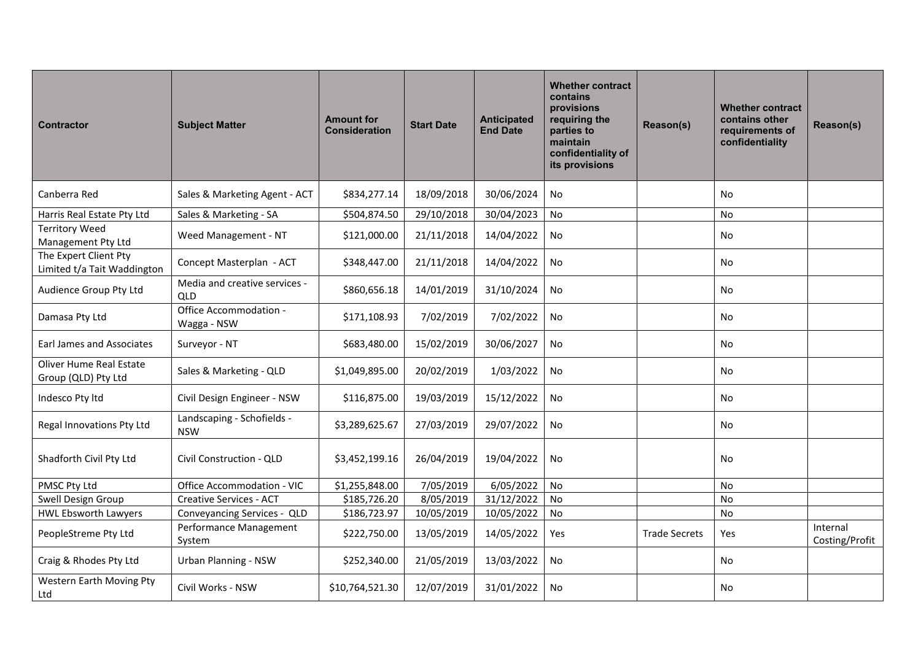| Contractor | Subject Matter | Amount for Consideration | Start Date | Anticipated End Date | Whether contract contains provisions requiring the parties to maintain confidentiality of its provisions | Reason(s) | Whether contract contains other requirements of confidentiality | Reason(s) |
|---|---|---|---|---|---|---|---|---|
| Canberra Red | Sales & Marketing Agent - ACT | $834,277.14 | 18/09/2018 | 30/06/2024 | No | | No | |
| Harris Real Estate Pty Ltd | Sales & Marketing - SA | $504,874.50 | 29/10/2018 | 30/04/2023 | No | | No | |
| Territory Weed Management Pty Ltd | Weed Management - NT | $121,000.00 | 21/11/2018 | 14/04/2022 | No | | No | |
| The Expert Client Pty Limited t/a Tait Waddington | Concept Masterplan - ACT | $348,447.00 | 21/11/2018 | 14/04/2022 | No | | No | |
| Audience Group Pty Ltd | Media and creative services - QLD | $860,656.18 | 14/01/2019 | 31/10/2024 | No | | No | |
| Damasa Pty Ltd | Office Accommodation - Wagga - NSW | $171,108.93 | 7/02/2019 | 7/02/2022 | No | | No | |
| Earl James and Associates | Surveyor - NT | $683,480.00 | 15/02/2019 | 30/06/2027 | No | | No | |
| Oliver Hume Real Estate Group (QLD) Pty Ltd | Sales & Marketing - QLD | $1,049,895.00 | 20/02/2019 | 1/03/2022 | No | | No | |
| Indesco Pty ltd | Civil Design Engineer - NSW | $116,875.00 | 19/03/2019 | 15/12/2022 | No | | No | |
| Regal Innovations Pty Ltd | Landscaping - Schofields - NSW | $3,289,625.67 | 27/03/2019 | 29/07/2022 | No | | No | |
| Shadforth Civil Pty Ltd | Civil Construction - QLD | $3,452,199.16 | 26/04/2019 | 19/04/2022 | No | | No | |
| PMSC Pty Ltd | Office Accommodation - VIC | $1,255,848.00 | 7/05/2019 | 6/05/2022 | No | | No | |
| Swell Design Group | Creative Services - ACT | $185,726.20 | 8/05/2019 | 31/12/2022 | No | | No | |
| HWL Ebsworth Lawyers | Conveyancing Services - QLD | $186,723.97 | 10/05/2019 | 10/05/2022 | No | | No | |
| PeopleStreme Pty Ltd | Performance Management System | $222,750.00 | 13/05/2019 | 14/05/2022 | Yes | Trade Secrets | Yes | Internal Costing/Profit |
| Craig & Rhodes Pty Ltd | Urban Planning - NSW | $252,340.00 | 21/05/2019 | 13/03/2022 | No | | No | |
| Western Earth Moving Pty Ltd | Civil Works - NSW | $10,764,521.30 | 12/07/2019 | 31/01/2022 | No | | No | |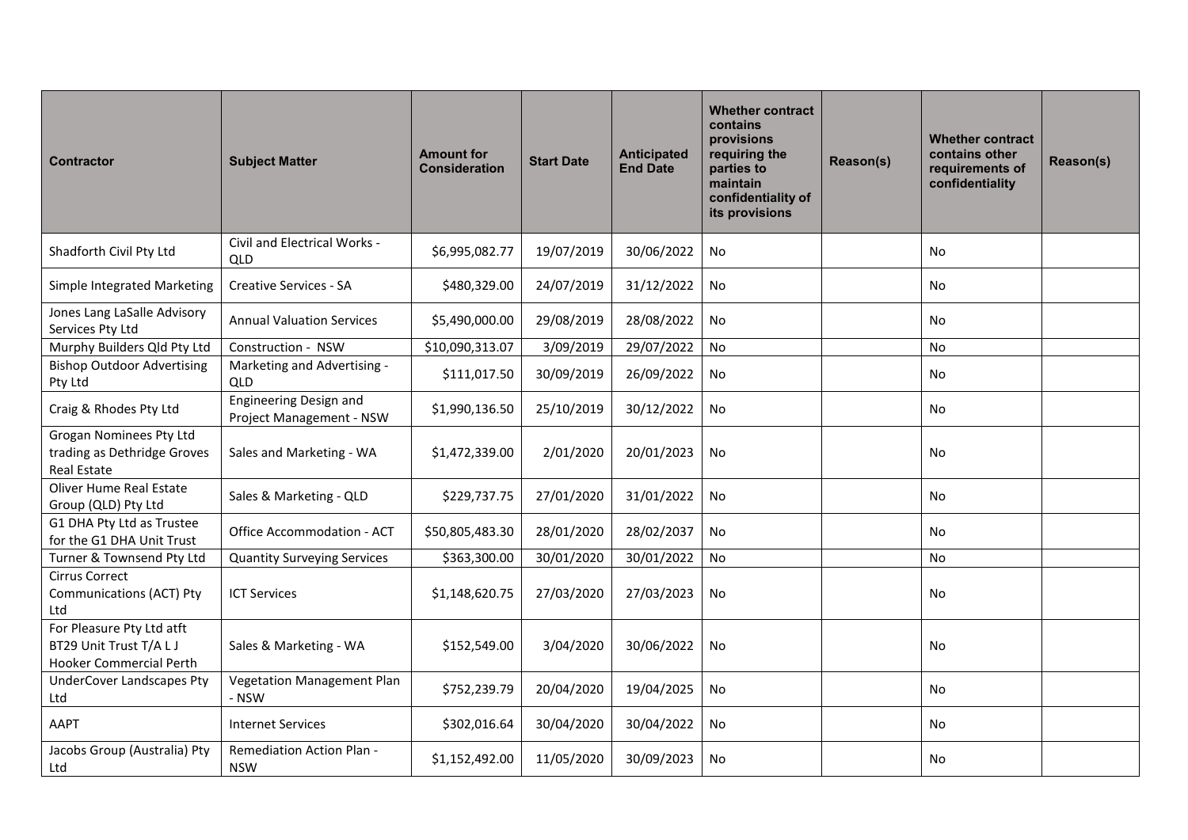| Contractor | Subject Matter | Amount for Consideration | Start Date | Anticipated End Date | Whether contract contains provisions requiring the parties to maintain confidentiality of its provisions | Reason(s) | Whether contract contains other requirements of confidentiality | Reason(s) |
|---|---|---|---|---|---|---|---|---|
| Shadforth Civil Pty Ltd | Civil and Electrical Works - QLD | $6,995,082.77 | 19/07/2019 | 30/06/2022 | No | | No | |
| Simple Integrated Marketing | Creative Services - SA | $480,329.00 | 24/07/2019 | 31/12/2022 | No | | No | |
| Jones Lang LaSalle Advisory Services Pty Ltd | Annual Valuation Services | $5,490,000.00 | 29/08/2019 | 28/08/2022 | No | | No | |
| Murphy Builders Qld Pty Ltd | Construction - NSW | $10,090,313.07 | 3/09/2019 | 29/07/2022 | No | | No | |
| Bishop Outdoor Advertising Pty Ltd | Marketing and Advertising - QLD | $111,017.50 | 30/09/2019 | 26/09/2022 | No | | No | |
| Craig & Rhodes Pty Ltd | Engineering Design and Project Management - NSW | $1,990,136.50 | 25/10/2019 | 30/12/2022 | No | | No | |
| Grogan Nominees Pty Ltd trading as Dethridge Groves Real Estate | Sales and Marketing - WA | $1,472,339.00 | 2/01/2020 | 20/01/2023 | No | | No | |
| Oliver Hume Real Estate Group (QLD) Pty Ltd | Sales & Marketing - QLD | $229,737.75 | 27/01/2020 | 31/01/2022 | No | | No | |
| G1 DHA Pty Ltd as Trustee for the G1 DHA Unit Trust | Office Accommodation - ACT | $50,805,483.30 | 28/01/2020 | 28/02/2037 | No | | No | |
| Turner & Townsend Pty Ltd | Quantity Surveying Services | $363,300.00 | 30/01/2020 | 30/01/2022 | No | | No | |
| Cirrus Correct Communications (ACT) Pty Ltd | ICT Services | $1,148,620.75 | 27/03/2020 | 27/03/2023 | No | | No | |
| For Pleasure Pty Ltd atft BT29 Unit Trust T/A L J Hooker Commercial Perth | Sales & Marketing - WA | $152,549.00 | 3/04/2020 | 30/06/2022 | No | | No | |
| UnderCover Landscapes Pty Ltd | Vegetation Management Plan - NSW | $752,239.79 | 20/04/2020 | 19/04/2025 | No | | No | |
| AAPT | Internet Services | $302,016.64 | 30/04/2020 | 30/04/2022 | No | | No | |
| Jacobs Group (Australia) Pty Ltd | Remediation Action Plan - NSW | $1,152,492.00 | 11/05/2020 | 30/09/2023 | No | | No | |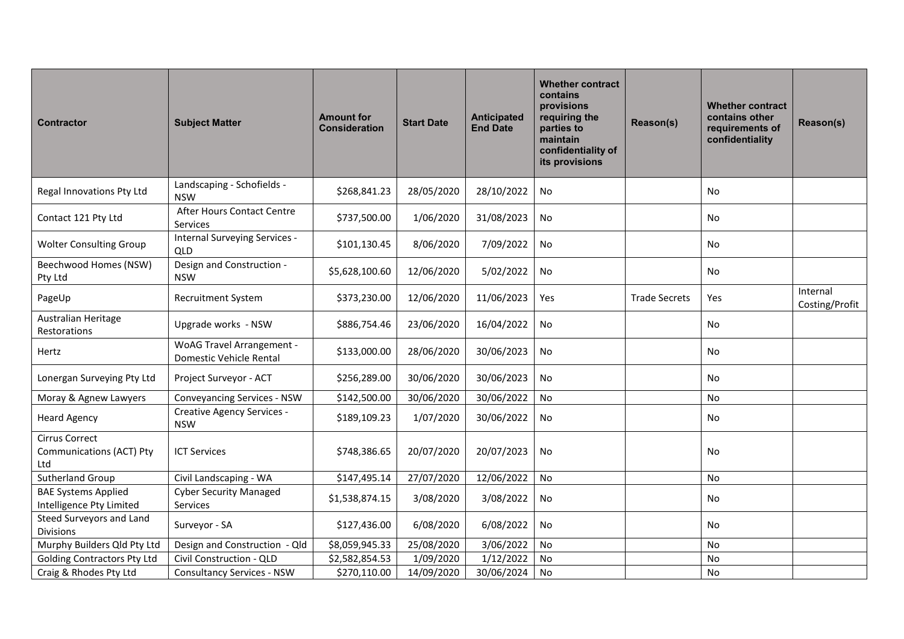| Contractor | Subject Matter | Amount for Consideration | Start Date | Anticipated End Date | Whether contract contains provisions requiring the parties to maintain confidentiality of its provisions | Reason(s) | Whether contract contains other requirements of confidentiality | Reason(s) |
|---|---|---|---|---|---|---|---|---|
| Regal Innovations Pty Ltd | Landscaping - Schofields - NSW | $268,841.23 | 28/05/2020 | 28/10/2022 | No | | No | |
| Contact 121 Pty Ltd | After Hours Contact Centre Services | $737,500.00 | 1/06/2020 | 31/08/2023 | No | | No | |
| Wolter Consulting Group | Internal Surveying Services - QLD | $101,130.45 | 8/06/2020 | 7/09/2022 | No | | No | |
| Beechwood Homes (NSW) Pty Ltd | Design and Construction - NSW | $5,628,100.60 | 12/06/2020 | 5/02/2022 | No | | No | |
| PageUp | Recruitment System | $373,230.00 | 12/06/2020 | 11/06/2023 | Yes | Trade Secrets | Yes | Internal Costing/Profit |
| Australian Heritage Restorations | Upgrade works - NSW | $886,754.46 | 23/06/2020 | 16/04/2022 | No | | No | |
| Hertz | WoAG Travel Arrangement - Domestic Vehicle Rental | $133,000.00 | 28/06/2020 | 30/06/2023 | No | | No | |
| Lonergan Surveying Pty Ltd | Project Surveyor - ACT | $256,289.00 | 30/06/2020 | 30/06/2023 | No | | No | |
| Moray & Agnew Lawyers | Conveyancing Services - NSW | $142,500.00 | 30/06/2020 | 30/06/2022 | No | | No | |
| Heard Agency | Creative Agency Services - NSW | $189,109.23 | 1/07/2020 | 30/06/2022 | No | | No | |
| Cirrus Correct Communications (ACT) Pty Ltd | ICT Services | $748,386.65 | 20/07/2020 | 20/07/2023 | No | | No | |
| Sutherland Group | Civil Landscaping - WA | $147,495.14 | 27/07/2020 | 12/06/2022 | No | | No | |
| BAE Systems Applied Intelligence Pty Limited | Cyber Security Managed Services | $1,538,874.15 | 3/08/2020 | 3/08/2022 | No | | No | |
| Steed Surveyors and Land Divisions | Surveyor - SA | $127,436.00 | 6/08/2020 | 6/08/2022 | No | | No | |
| Murphy Builders Qld Pty Ltd | Design and Construction - Qld | $8,059,945.33 | 25/08/2020 | 3/06/2022 | No | | No | |
| Golding Contractors Pty Ltd | Civil Construction - QLD | $2,582,854.53 | 1/09/2020 | 1/12/2022 | No | | No | |
| Craig & Rhodes Pty Ltd | Consultancy Services - NSW | $270,110.00 | 14/09/2020 | 30/06/2024 | No | | No | |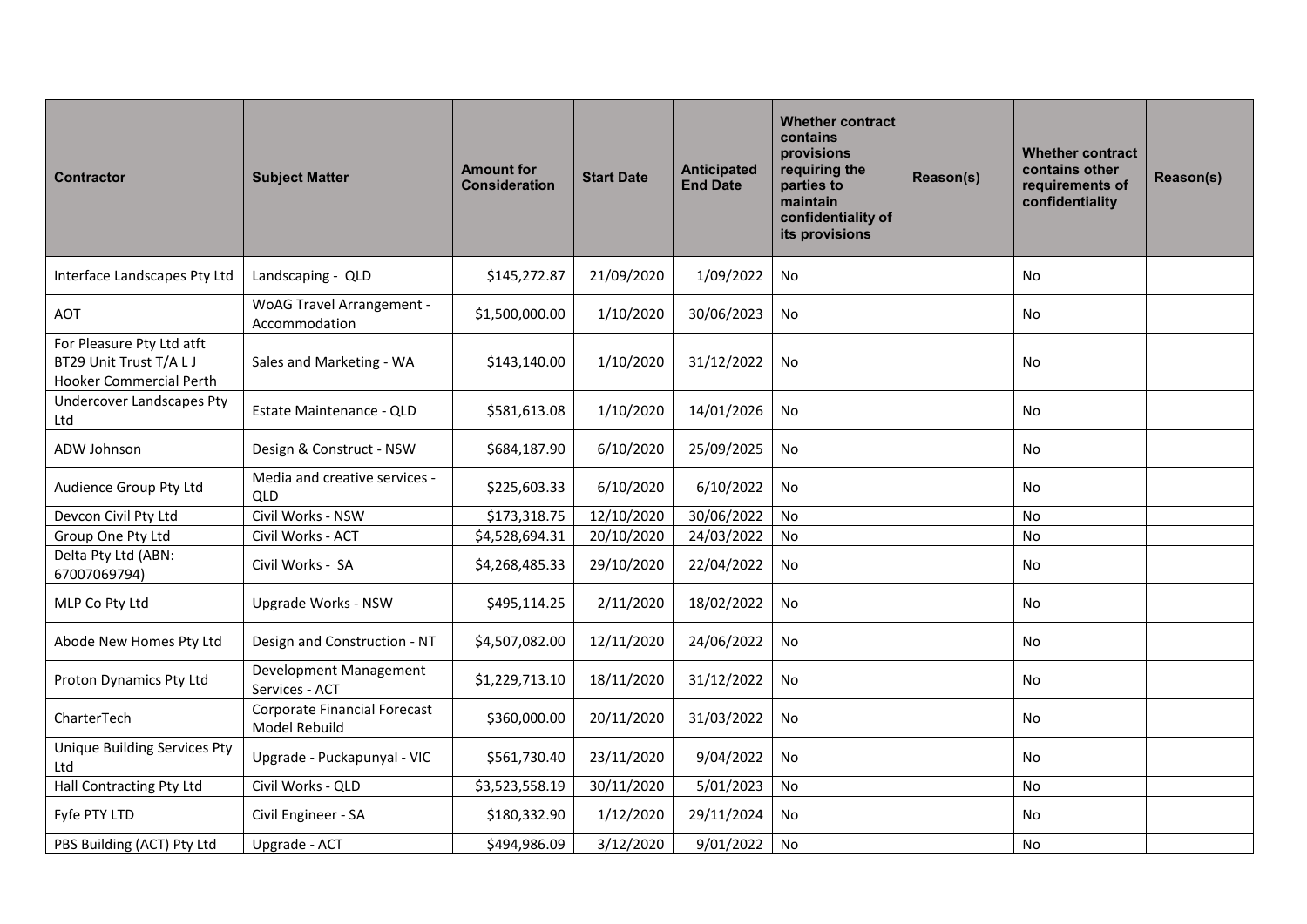| Contractor | Subject Matter | Amount for Consideration | Start Date | Anticipated End Date | Whether contract contains provisions requiring the parties to maintain confidentiality of its provisions | Reason(s) | Whether contract contains other requirements of confidentiality | Reason(s) |
|---|---|---|---|---|---|---|---|---|
| Interface Landscapes Pty Ltd | Landscaping - QLD | $145,272.87 | 21/09/2020 | 1/09/2022 | No | | No | |
| AOT | WoAG Travel Arrangement - Accommodation | $1,500,000.00 | 1/10/2020 | 30/06/2023 | No | | No | |
| For Pleasure Pty Ltd atft BT29 Unit Trust T/A L J Hooker Commercial Perth | Sales and Marketing - WA | $143,140.00 | 1/10/2020 | 31/12/2022 | No | | No | |
| Undercover Landscapes Pty Ltd | Estate Maintenance - QLD | $581,613.08 | 1/10/2020 | 14/01/2026 | No | | No | |
| ADW Johnson | Design & Construct - NSW | $684,187.90 | 6/10/2020 | 25/09/2025 | No | | No | |
| Audience Group Pty Ltd | Media and creative services - QLD | $225,603.33 | 6/10/2020 | 6/10/2022 | No | | No | |
| Devcon Civil Pty Ltd | Civil Works - NSW | $173,318.75 | 12/10/2020 | 30/06/2022 | No | | No | |
| Group One Pty Ltd | Civil Works - ACT | $4,528,694.31 | 20/10/2020 | 24/03/2022 | No | | No | |
| Delta Pty Ltd (ABN: 67007069794) | Civil Works - SA | $4,268,485.33 | 29/10/2020 | 22/04/2022 | No | | No | |
| MLP Co Pty Ltd | Upgrade Works - NSW | $495,114.25 | 2/11/2020 | 18/02/2022 | No | | No | |
| Abode New Homes Pty Ltd | Design and Construction - NT | $4,507,082.00 | 12/11/2020 | 24/06/2022 | No | | No | |
| Proton Dynamics Pty Ltd | Development Management Services - ACT | $1,229,713.10 | 18/11/2020 | 31/12/2022 | No | | No | |
| CharterTech | Corporate Financial Forecast Model Rebuild | $360,000.00 | 20/11/2020 | 31/03/2022 | No | | No | |
| Unique Building Services Pty Ltd | Upgrade - Puckapunyal - VIC | $561,730.40 | 23/11/2020 | 9/04/2022 | No | | No | |
| Hall Contracting Pty Ltd | Civil Works - QLD | $3,523,558.19 | 30/11/2020 | 5/01/2023 | No | | No | |
| Fyfe PTY LTD | Civil Engineer - SA | $180,332.90 | 1/12/2020 | 29/11/2024 | No | | No | |
| PBS Building (ACT) Pty Ltd | Upgrade - ACT | $494,986.09 | 3/12/2020 | 9/01/2022 | No | | No | |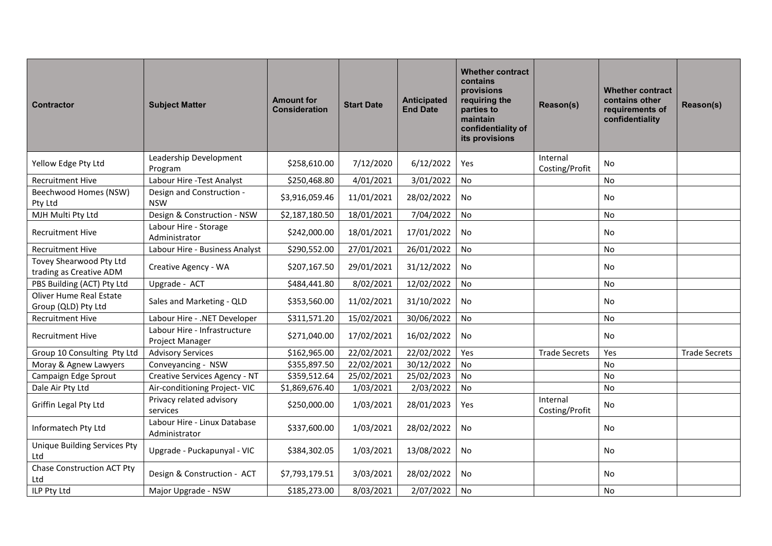| Contractor | Subject Matter | Amount for Consideration | Start Date | Anticipated End Date | Whether contract contains provisions requiring the parties to maintain confidentiality of its provisions | Reason(s) | Whether contract contains other requirements of confidentiality | Reason(s) |
|---|---|---|---|---|---|---|---|---|
| Yellow Edge Pty Ltd | Leadership Development Program | $258,610.00 | 7/12/2020 | 6/12/2022 | Yes | Internal Costing/Profit | No | |
| Recruitment Hive | Labour Hire -Test Analyst | $250,468.80 | 4/01/2021 | 3/01/2022 | No | | No | |
| Beechwood Homes (NSW) Pty Ltd | Design and Construction - NSW | $3,916,059.46 | 11/01/2021 | 28/02/2022 | No | | No | |
| MJH Multi Pty Ltd | Design & Construction - NSW | $2,187,180.50 | 18/01/2021 | 7/04/2022 | No | | No | |
| Recruitment Hive | Labour Hire - Storage Administrator | $242,000.00 | 18/01/2021 | 17/01/2022 | No | | No | |
| Recruitment Hive | Labour Hire - Business Analyst | $290,552.00 | 27/01/2021 | 26/01/2022 | No | | No | |
| Tovey Shearwood Pty Ltd trading as Creative ADM | Creative Agency - WA | $207,167.50 | 29/01/2021 | 31/12/2022 | No | | No | |
| PBS Building (ACT) Pty Ltd | Upgrade - ACT | $484,441.80 | 8/02/2021 | 12/02/2022 | No | | No | |
| Oliver Hume Real Estate Group (QLD) Pty Ltd | Sales and Marketing - QLD | $353,560.00 | 11/02/2021 | 31/10/2022 | No | | No | |
| Recruitment Hive | Labour Hire - .NET Developer | $311,571.20 | 15/02/2021 | 30/06/2022 | No | | No | |
| Recruitment Hive | Labour Hire - Infrastructure Project Manager | $271,040.00 | 17/02/2021 | 16/02/2022 | No | | No | |
| Group 10 Consulting Pty Ltd | Advisory Services | $162,965.00 | 22/02/2021 | 22/02/2022 | Yes | Trade Secrets | Yes | Trade Secrets |
| Moray & Agnew Lawyers | Conveyancing - NSW | $355,897.50 | 22/02/2021 | 30/12/2022 | No | | No | |
| Campaign Edge Sprout | Creative Services Agency - NT | $359,512.64 | 25/02/2021 | 25/02/2023 | No | | No | |
| Dale Air Pty Ltd | Air-conditioning Project- VIC | $1,869,676.40 | 1/03/2021 | 2/03/2022 | No | | No | |
| Griffin Legal Pty Ltd | Privacy related advisory services | $250,000.00 | 1/03/2021 | 28/01/2023 | Yes | Internal Costing/Profit | No | |
| Informatech Pty Ltd | Labour Hire - Linux Database Administrator | $337,600.00 | 1/03/2021 | 28/02/2022 | No | | No | |
| Unique Building Services Pty Ltd | Upgrade - Puckapunyal - VIC | $384,302.05 | 1/03/2021 | 13/08/2022 | No | | No | |
| Chase Construction ACT Pty Ltd | Design & Construction - ACT | $7,793,179.51 | 3/03/2021 | 28/02/2022 | No | | No | |
| ILP Pty Ltd | Major Upgrade - NSW | $185,273.00 | 8/03/2021 | 2/07/2022 | No | | No | |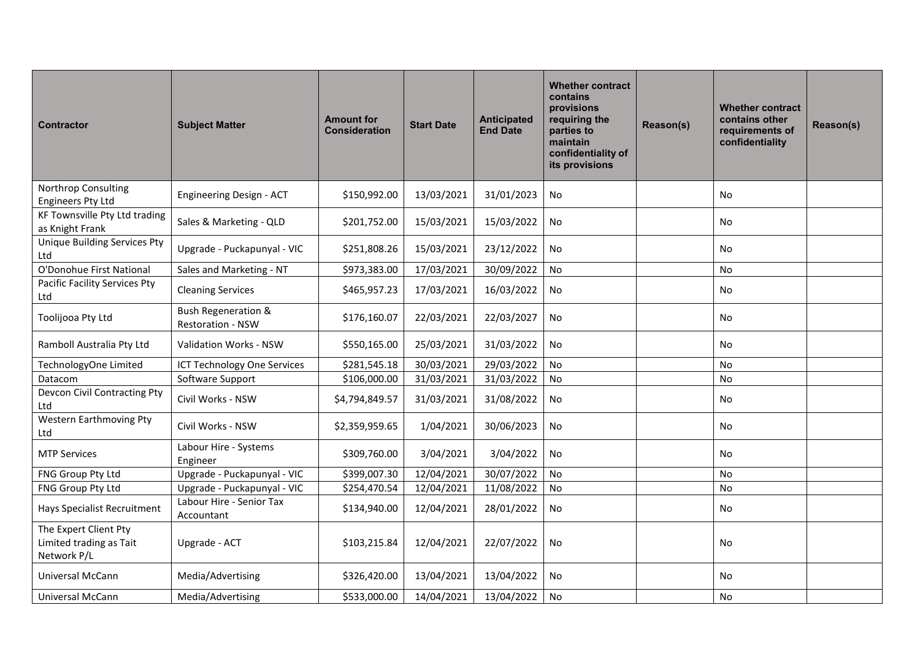| Contractor | Subject Matter | Amount for Consideration | Start Date | Anticipated End Date | Whether contract contains provisions requiring the parties to maintain confidentiality of its provisions | Reason(s) | Whether contract contains other requirements of confidentiality | Reason(s) |
|---|---|---|---|---|---|---|---|---|
| Northrop Consulting Engineers Pty Ltd | Engineering Design - ACT | $150,992.00 | 13/03/2021 | 31/01/2023 | No | | No | |
| KF Townsville Pty Ltd trading as Knight Frank | Sales & Marketing - QLD | $201,752.00 | 15/03/2021 | 15/03/2022 | No | | No | |
| Unique Building Services Pty Ltd | Upgrade - Puckapunyal - VIC | $251,808.26 | 15/03/2021 | 23/12/2022 | No | | No | |
| O'Donohue First National | Sales and Marketing - NT | $973,383.00 | 17/03/2021 | 30/09/2022 | No | | No | |
| Pacific Facility Services Pty Ltd | Cleaning Services | $465,957.23 | 17/03/2021 | 16/03/2022 | No | | No | |
| Toolijooa Pty Ltd | Bush Regeneration & Restoration - NSW | $176,160.07 | 22/03/2021 | 22/03/2027 | No | | No | |
| Ramboll Australia Pty Ltd | Validation Works - NSW | $550,165.00 | 25/03/2021 | 31/03/2022 | No | | No | |
| TechnologyOne Limited | ICT Technology One Services | $281,545.18 | 30/03/2021 | 29/03/2022 | No | | No | |
| Datacom | Software Support | $106,000.00 | 31/03/2021 | 31/03/2022 | No | | No | |
| Devcon Civil Contracting Pty Ltd | Civil Works - NSW | $4,794,849.57 | 31/03/2021 | 31/08/2022 | No | | No | |
| Western Earthmoving Pty Ltd | Civil Works - NSW | $2,359,959.65 | 1/04/2021 | 30/06/2023 | No | | No | |
| MTP Services | Labour Hire - Systems Engineer | $309,760.00 | 3/04/2021 | 3/04/2022 | No | | No | |
| FNG Group Pty Ltd | Upgrade - Puckapunyal - VIC | $399,007.30 | 12/04/2021 | 30/07/2022 | No | | No | |
| FNG Group Pty Ltd | Upgrade - Puckapunyal - VIC | $254,470.54 | 12/04/2021 | 11/08/2022 | No | | No | |
| Hays Specialist Recruitment | Labour Hire - Senior Tax Accountant | $134,940.00 | 12/04/2021 | 28/01/2022 | No | | No | |
| The Expert Client Pty Limited trading as Tait Network P/L | Upgrade - ACT | $103,215.84 | 12/04/2021 | 22/07/2022 | No | | No | |
| Universal McCann | Media/Advertising | $326,420.00 | 13/04/2021 | 13/04/2022 | No | | No | |
| Universal McCann | Media/Advertising | $533,000.00 | 14/04/2021 | 13/04/2022 | No | | No | |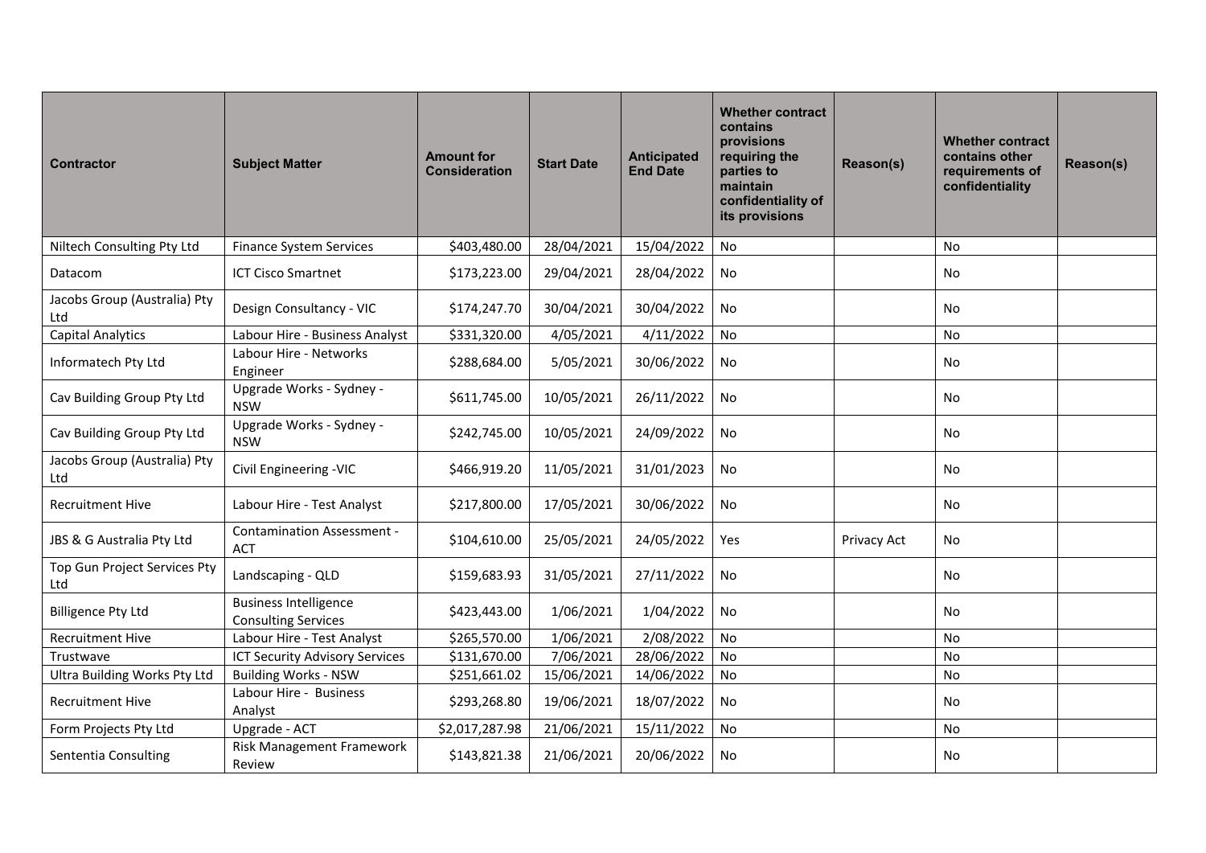| Contractor | Subject Matter | Amount for Consideration | Start Date | Anticipated End Date | Whether contract contains provisions requiring the parties to maintain confidentiality of its provisions | Reason(s) | Whether contract contains other requirements of confidentiality | Reason(s) |
|---|---|---|---|---|---|---|---|---|
| Niltech Consulting Pty Ltd | Finance System Services | $403,480.00 | 28/04/2021 | 15/04/2022 | No | | No | |
| Datacom | ICT Cisco Smartnet | $173,223.00 | 29/04/2021 | 28/04/2022 | No | | No | |
| Jacobs Group (Australia) Pty Ltd | Design Consultancy - VIC | $174,247.70 | 30/04/2021 | 30/04/2022 | No | | No | |
| Capital Analytics | Labour Hire - Business Analyst | $331,320.00 | 4/05/2021 | 4/11/2022 | No | | No | |
| Informatech Pty Ltd | Labour Hire - Networks Engineer | $288,684.00 | 5/05/2021 | 30/06/2022 | No | | No | |
| Cav Building Group Pty Ltd | Upgrade Works - Sydney - NSW | $611,745.00 | 10/05/2021 | 26/11/2022 | No | | No | |
| Cav Building Group Pty Ltd | Upgrade Works - Sydney - NSW | $242,745.00 | 10/05/2021 | 24/09/2022 | No | | No | |
| Jacobs Group (Australia) Pty Ltd | Civil Engineering -VIC | $466,919.20 | 11/05/2021 | 31/01/2023 | No | | No | |
| Recruitment Hive | Labour Hire - Test Analyst | $217,800.00 | 17/05/2021 | 30/06/2022 | No | | No | |
| JBS & G Australia Pty Ltd | Contamination Assessment - ACT | $104,610.00 | 25/05/2021 | 24/05/2022 | Yes | Privacy Act | No | |
| Top Gun Project Services Pty Ltd | Landscaping - QLD | $159,683.93 | 31/05/2021 | 27/11/2022 | No | | No | |
| Billigence Pty Ltd | Business Intelligence Consulting Services | $423,443.00 | 1/06/2021 | 1/04/2022 | No | | No | |
| Recruitment Hive | Labour Hire - Test Analyst | $265,570.00 | 1/06/2021 | 2/08/2022 | No | | No | |
| Trustwave | ICT Security Advisory Services | $131,670.00 | 7/06/2021 | 28/06/2022 | No | | No | |
| Ultra Building Works Pty Ltd | Building Works - NSW | $251,661.02 | 15/06/2021 | 14/06/2022 | No | | No | |
| Recruitment Hive | Labour Hire - Business Analyst | $293,268.80 | 19/06/2021 | 18/07/2022 | No | | No | |
| Form Projects Pty Ltd | Upgrade - ACT | $2,017,287.98 | 21/06/2021 | 15/11/2022 | No | | No | |
| Sententia Consulting | Risk Management Framework Review | $143,821.38 | 21/06/2021 | 20/06/2022 | No | | No | |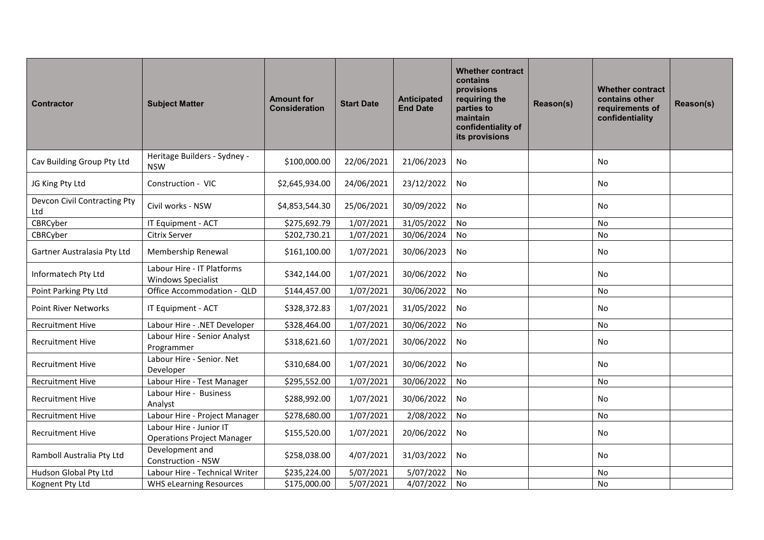| Contractor | Subject Matter | Amount for Consideration | Start Date | Anticipated End Date | Whether contract contains provisions requiring the parties to maintain confidentiality of its provisions | Reason(s) | Whether contract contains other requirements of confidentiality | Reason(s) |
|---|---|---|---|---|---|---|---|---|
| Cav Building Group Pty Ltd | Heritage Builders - Sydney - NSW | $100,000.00 | 22/06/2021 | 21/06/2023 | No | | No | |
| JG King Pty Ltd | Construction - VIC | $2,645,934.00 | 24/06/2021 | 23/12/2022 | No | | No | |
| Devcon Civil Contracting Pty Ltd | Civil works - NSW | $4,853,544.30 | 25/06/2021 | 30/09/2022 | No | | No | |
| CBRCyber | IT Equipment - ACT | $275,692.79 | 1/07/2021 | 31/05/2022 | No | | No | |
| CBRCyber | Citrix Server | $202,730.21 | 1/07/2021 | 30/06/2024 | No | | No | |
| Gartner Australasia Pty Ltd | Membership Renewal | $161,100.00 | 1/07/2021 | 30/06/2023 | No | | No | |
| Informatech Pty Ltd | Labour Hire - IT Platforms Windows Specialist | $342,144.00 | 1/07/2021 | 30/06/2022 | No | | No | |
| Point Parking Pty Ltd | Office Accommodation - QLD | $144,457.00 | 1/07/2021 | 30/06/2022 | No | | No | |
| Point River Networks | IT Equipment - ACT | $328,372.83 | 1/07/2021 | 31/05/2022 | No | | No | |
| Recruitment Hive | Labour Hire - .NET Developer | $328,464.00 | 1/07/2021 | 30/06/2022 | No | | No | |
| Recruitment Hive | Labour Hire - Senior Analyst Programmer | $318,621.60 | 1/07/2021 | 30/06/2022 | No | | No | |
| Recruitment Hive | Labour Hire - Senior. Net Developer | $310,684.00 | 1/07/2021 | 30/06/2022 | No | | No | |
| Recruitment Hive | Labour Hire - Test Manager | $295,552.00 | 1/07/2021 | 30/06/2022 | No | | No | |
| Recruitment Hive | Labour Hire - Business Analyst | $288,992.00 | 1/07/2021 | 30/06/2022 | No | | No | |
| Recruitment Hive | Labour Hire - Project Manager | $278,680.00 | 1/07/2021 | 2/08/2022 | No | | No | |
| Recruitment Hive | Labour Hire - Junior IT Operations Project Manager | $155,520.00 | 1/07/2021 | 20/06/2022 | No | | No | |
| Ramboll Australia Pty Ltd | Development and Construction - NSW | $258,038.00 | 4/07/2021 | 31/03/2022 | No | | No | |
| Hudson Global Pty Ltd | Labour Hire - Technical Writer | $235,224.00 | 5/07/2021 | 5/07/2022 | No | | No | |
| Kognent Pty Ltd | WHS eLearning Resources | $175,000.00 | 5/07/2021 | 4/07/2022 | No | | No | |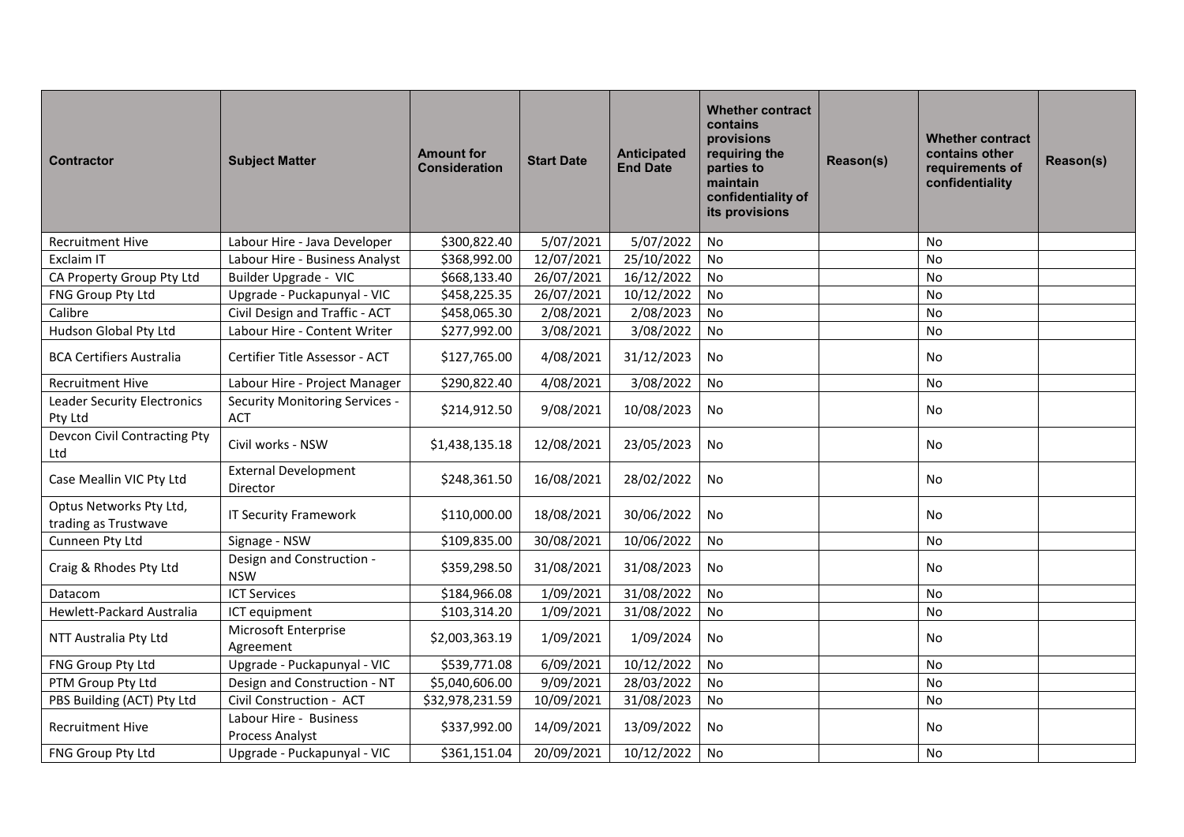| Contractor | Subject Matter | Amount for Consideration | Start Date | Anticipated End Date | Whether contract contains provisions requiring the parties to maintain confidentiality of its provisions | Reason(s) | Whether contract contains other requirements of confidentiality | Reason(s) |
|---|---|---|---|---|---|---|---|---|
| Recruitment Hive | Labour Hire - Java Developer | $300,822.40 | 5/07/2021 | 5/07/2022 | No | | No | |
| Exclaim IT | Labour Hire - Business Analyst | $368,992.00 | 12/07/2021 | 25/10/2022 | No | | No | |
| CA Property Group Pty Ltd | Builder Upgrade - VIC | $668,133.40 | 26/07/2021 | 16/12/2022 | No | | No | |
| FNG Group Pty Ltd | Upgrade - Puckapunyal - VIC | $458,225.35 | 26/07/2021 | 10/12/2022 | No | | No | |
| Calibre | Civil Design and Traffic - ACT | $458,065.30 | 2/08/2021 | 2/08/2023 | No | | No | |
| Hudson Global Pty Ltd | Labour Hire - Content Writer | $277,992.00 | 3/08/2021 | 3/08/2022 | No | | No | |
| BCA Certifiers Australia | Certifier Title Assessor - ACT | $127,765.00 | 4/08/2021 | 31/12/2023 | No | | No | |
| Recruitment Hive | Labour Hire - Project Manager | $290,822.40 | 4/08/2021 | 3/08/2022 | No | | No | |
| Leader Security Electronics Pty Ltd | Security Monitoring Services - ACT | $214,912.50 | 9/08/2021 | 10/08/2023 | No | | No | |
| Devcon Civil Contracting Pty Ltd | Civil works - NSW | $1,438,135.18 | 12/08/2021 | 23/05/2023 | No | | No | |
| Case Meallin VIC Pty Ltd | External Development Director | $248,361.50 | 16/08/2021 | 28/02/2022 | No | | No | |
| Optus Networks Pty Ltd, trading as Trustwave | IT Security Framework | $110,000.00 | 18/08/2021 | 30/06/2022 | No | | No | |
| Cunneen Pty Ltd | Signage - NSW | $109,835.00 | 30/08/2021 | 10/06/2022 | No | | No | |
| Craig & Rhodes Pty Ltd | Design and Construction - NSW | $359,298.50 | 31/08/2021 | 31/08/2023 | No | | No | |
| Datacom | ICT Services | $184,966.08 | 1/09/2021 | 31/08/2022 | No | | No | |
| Hewlett-Packard Australia | ICT equipment | $103,314.20 | 1/09/2021 | 31/08/2022 | No | | No | |
| NTT Australia Pty Ltd | Microsoft Enterprise Agreement | $2,003,363.19 | 1/09/2021 | 1/09/2024 | No | | No | |
| FNG Group Pty Ltd | Upgrade - Puckapunyal - VIC | $539,771.08 | 6/09/2021 | 10/12/2022 | No | | No | |
| PTM Group Pty Ltd | Design and Construction - NT | $5,040,606.00 | 9/09/2021 | 28/03/2022 | No | | No | |
| PBS Building (ACT) Pty Ltd | Civil Construction - ACT | $32,978,231.59 | 10/09/2021 | 31/08/2023 | No | | No | |
| Recruitment Hive | Labour Hire - Business Process Analyst | $337,992.00 | 14/09/2021 | 13/09/2022 | No | | No | |
| FNG Group Pty Ltd | Upgrade - Puckapunyal - VIC | $361,151.04 | 20/09/2021 | 10/12/2022 | No | | No | |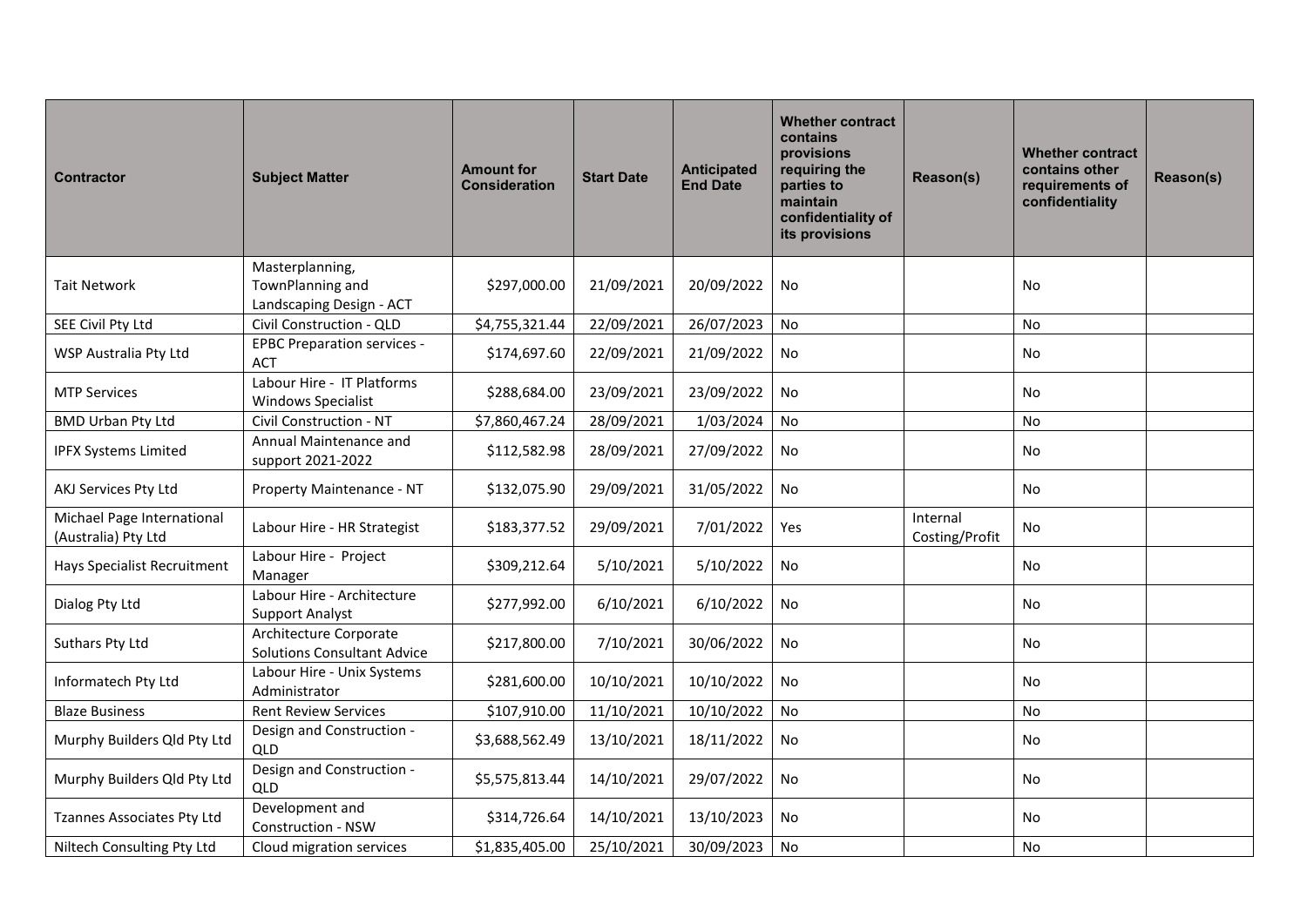| Contractor | Subject Matter | Amount for Consideration | Start Date | Anticipated End Date | Whether contract contains provisions requiring the parties to maintain confidentiality of its provisions | Reason(s) | Whether contract contains other requirements of confidentiality | Reason(s) |
|---|---|---|---|---|---|---|---|---|
| Tait Network | Masterplanning, TownPlanning and Landscaping Design - ACT | $297,000.00 | 21/09/2021 | 20/09/2022 | No | | No | |
| SEE Civil Pty Ltd | Civil Construction - QLD | $4,755,321.44 | 22/09/2021 | 26/07/2023 | No | | No | |
| WSP Australia Pty Ltd | EPBC Preparation services - ACT | $174,697.60 | 22/09/2021 | 21/09/2022 | No | | No | |
| MTP Services | Labour Hire - IT Platforms Windows Specialist | $288,684.00 | 23/09/2021 | 23/09/2022 | No | | No | |
| BMD Urban Pty Ltd | Civil Construction - NT | $7,860,467.24 | 28/09/2021 | 1/03/2024 | No | | No | |
| IPFX Systems Limited | Annual Maintenance and support 2021-2022 | $112,582.98 | 28/09/2021 | 27/09/2022 | No | | No | |
| AKJ Services Pty Ltd | Property Maintenance - NT | $132,075.90 | 29/09/2021 | 31/05/2022 | No | | No | |
| Michael Page International (Australia) Pty Ltd | Labour Hire - HR Strategist | $183,377.52 | 29/09/2021 | 7/01/2022 | Yes | Internal Costing/Profit | No | |
| Hays Specialist Recruitment | Labour Hire - Project Manager | $309,212.64 | 5/10/2021 | 5/10/2022 | No | | No | |
| Dialog Pty Ltd | Labour Hire - Architecture Support Analyst | $277,992.00 | 6/10/2021 | 6/10/2022 | No | | No | |
| Suthars Pty Ltd | Architecture Corporate Solutions Consultant Advice | $217,800.00 | 7/10/2021 | 30/06/2022 | No | | No | |
| Informatech Pty Ltd | Labour Hire - Unix Systems Administrator | $281,600.00 | 10/10/2021 | 10/10/2022 | No | | No | |
| Blaze Business | Rent Review Services | $107,910.00 | 11/10/2021 | 10/10/2022 | No | | No | |
| Murphy Builders Qld Pty Ltd | Design and Construction - QLD | $3,688,562.49 | 13/10/2021 | 18/11/2022 | No | | No | |
| Murphy Builders Qld Pty Ltd | Design and Construction - QLD | $5,575,813.44 | 14/10/2021 | 29/07/2022 | No | | No | |
| Tzannes Associates Pty Ltd | Development and Construction - NSW | $314,726.64 | 14/10/2021 | 13/10/2023 | No | | No | |
| Niltech Consulting Pty Ltd | Cloud migration services | $1,835,405.00 | 25/10/2021 | 30/09/2023 | No | | No | |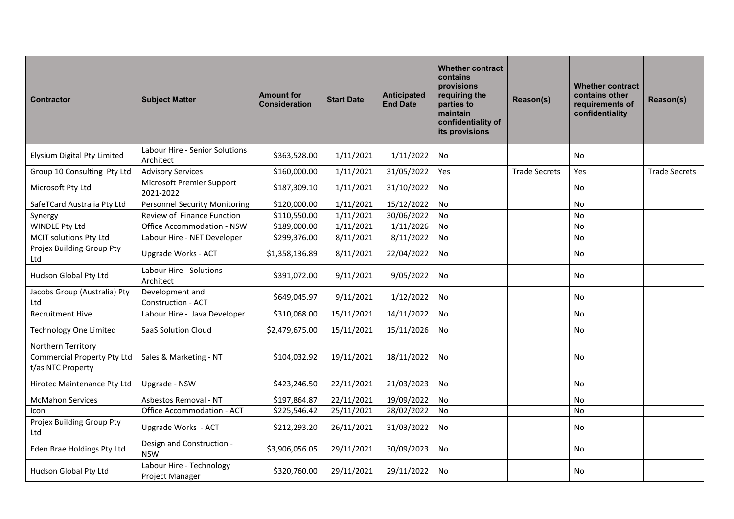| Contractor | Subject Matter | Amount for Consideration | Start Date | Anticipated End Date | Whether contract contains provisions requiring the parties to maintain confidentiality of its provisions | Reason(s) | Whether contract contains other requirements of confidentiality | Reason(s) |
|---|---|---|---|---|---|---|---|---|
| Elysium Digital Pty Limited | Labour Hire - Senior Solutions Architect | $363,528.00 | 1/11/2021 | 1/11/2022 | No | | No | |
| Group 10 Consulting Pty Ltd | Advisory Services | $160,000.00 | 1/11/2021 | 31/05/2022 | Yes | Trade Secrets | Yes | Trade Secrets |
| Microsoft Pty Ltd | Microsoft Premier Support 2021-2022 | $187,309.10 | 1/11/2021 | 31/10/2022 | No | | No | |
| SafeTCard Australia Pty Ltd | Personnel Security Monitoring | $120,000.00 | 1/11/2021 | 15/12/2022 | No | | No | |
| Synergy | Review of Finance Function | $110,550.00 | 1/11/2021 | 30/06/2022 | No | | No | |
| WINDLE Pty Ltd | Office Accommodation - NSW | $189,000.00 | 1/11/2021 | 1/11/2026 | No | | No | |
| MCIT solutions Pty Ltd | Labour Hire - NET Developer | $299,376.00 | 8/11/2021 | 8/11/2022 | No | | No | |
| Projex Building Group Pty Ltd | Upgrade Works - ACT | $1,358,136.89 | 8/11/2021 | 22/04/2022 | No | | No | |
| Hudson Global Pty Ltd | Labour Hire - Solutions Architect | $391,072.00 | 9/11/2021 | 9/05/2022 | No | | No | |
| Jacobs Group (Australia) Pty Ltd | Development and Construction - ACT | $649,045.97 | 9/11/2021 | 1/12/2022 | No | | No | |
| Recruitment Hive | Labour Hire - Java Developer | $310,068.00 | 15/11/2021 | 14/11/2022 | No | | No | |
| Technology One Limited | SaaS Solution Cloud | $2,479,675.00 | 15/11/2021 | 15/11/2026 | No | | No | |
| Northern Territory Commercial Property Pty Ltd t/as NTC Property | Sales & Marketing - NT | $104,032.92 | 19/11/2021 | 18/11/2022 | No | | No | |
| Hirotec Maintenance Pty Ltd | Upgrade - NSW | $423,246.50 | 22/11/2021 | 21/03/2023 | No | | No | |
| McMahon Services | Asbestos Removal - NT | $197,864.87 | 22/11/2021 | 19/09/2022 | No | | No | |
| Icon | Office Accommodation - ACT | $225,546.42 | 25/11/2021 | 28/02/2022 | No | | No | |
| Projex Building Group Pty Ltd | Upgrade Works - ACT | $212,293.20 | 26/11/2021 | 31/03/2022 | No | | No | |
| Eden Brae Holdings Pty Ltd | Design and Construction - NSW | $3,906,056.05 | 29/11/2021 | 30/09/2023 | No | | No | |
| Hudson Global Pty Ltd | Labour Hire - Technology Project Manager | $320,760.00 | 29/11/2021 | 29/11/2022 | No | | No | |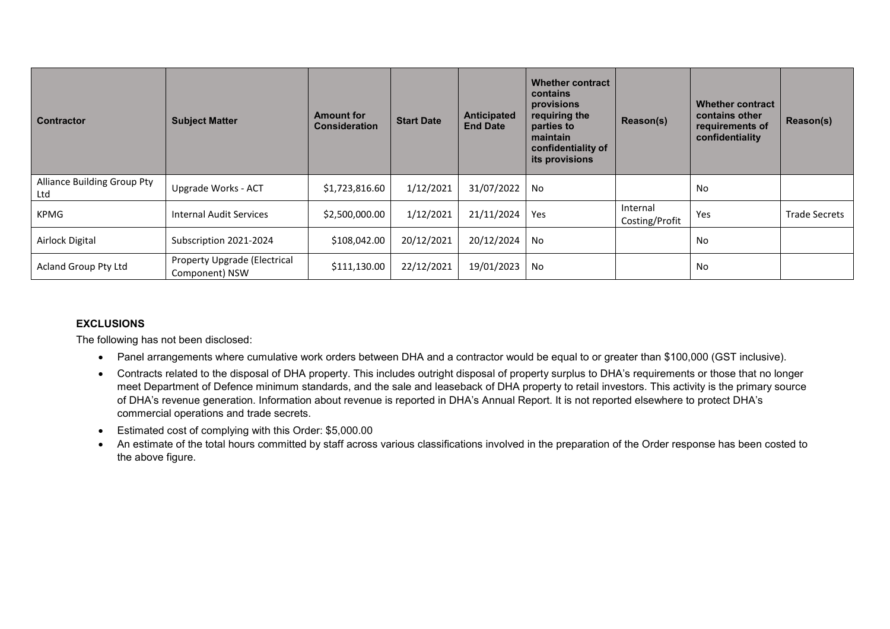| Contractor | Subject Matter | Amount for Consideration | Start Date | Anticipated End Date | Whether contract contains provisions requiring the parties to maintain confidentiality of its provisions | Reason(s) | Whether contract contains other requirements of confidentiality | Reason(s) |
|---|---|---|---|---|---|---|---|---|
| Alliance Building Group Pty Ltd | Upgrade Works - ACT | $1,723,816.60 | 1/12/2021 | 31/07/2022 | No | | No | |
| KPMG | Internal Audit Services | $2,500,000.00 | 1/12/2021 | 21/11/2024 | Yes | Internal Costing/Profit | Yes | Trade Secrets |
| Airlock Digital | Subscription 2021-2024 | $108,042.00 | 20/12/2021 | 20/12/2024 | No | | No | |
| Acland Group Pty Ltd | Property Upgrade (Electrical Component) NSW | $111,130.00 | 22/12/2021 | 19/01/2023 | No | | No | |

**EXCLUSIONS**

The following has not been disclosed:

- Panel arrangements where cumulative work orders between DHA and a contractor would be equal to or greater than $100,000 (GST inclusive).
- Contracts related to the disposal of DHA property. This includes outright disposal of property surplus to DHA's requirements or those that no longer meet Department of Defence minimum standards, and the sale and leaseback of DHA property to retail investors. This activity is the primary source of DHA's revenue generation. Information about revenue is reported in DHA's Annual Report. It is not reported elsewhere to protect DHA's commercial operations and trade secrets.
- Estimated cost of complying with this Order: $5,000.00
- An estimate of the total hours committed by staff across various classifications involved in the preparation of the Order response has been costed to the above figure.